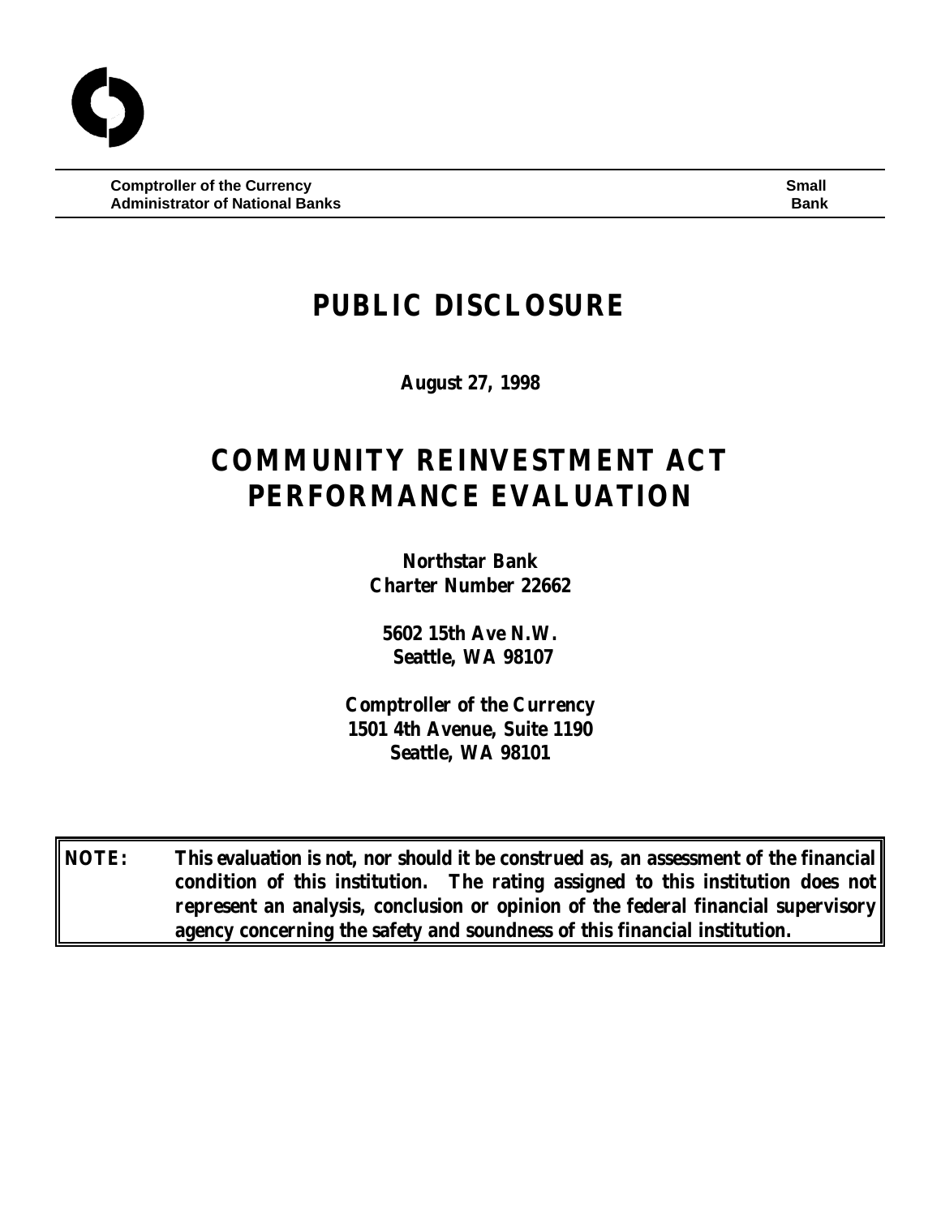**Comptroller of the Currency** **Small**
**Administrator of National Banks** **Bank**

# PUBLIC DISCLOSURE

**August 27, 1998**

# COMMUNITY REINVESTMENT ACT PERFORMANCE EVALUATION

**Northstar Bank**
**Charter Number 22662**

**5602 15th Ave N.W.**
**Seattle, WA 98107**

**Comptroller of the Currency**
**1501 4th Avenue, Suite 1190**
**Seattle, WA 98101**

**NOTE: This evaluation is not, nor should it be construed as, an assessment of the financial condition of this institution. The rating assigned to this institution does not represent an analysis, conclusion or opinion of the federal financial supervisory agency concerning the safety and soundness of this financial institution.**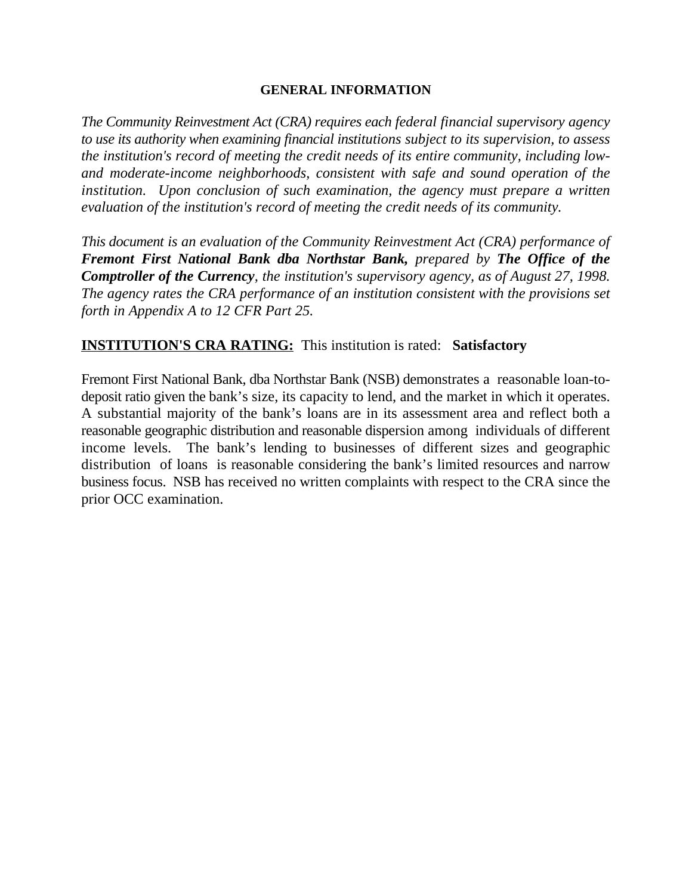## GENERAL INFORMATION

*The Community Reinvestment Act (CRA) requires each federal financial supervisory agency to use its authority when examining financial institutions subject to its supervision, to assess the institution's record of meeting the credit needs of its entire community, including low- and moderate-income neighborhoods, consistent with safe and sound operation of the institution. Upon conclusion of such examination, the agency must prepare a written evaluation of the institution's record of meeting the credit needs of its community.*

*This document is an evaluation of the Community Reinvestment Act (CRA) performance of **Fremont First National Bank dba Northstar Bank,** prepared by **The Office of the Comptroller of the Currency**, the institution's supervisory agency, as of August 27, 1998. The agency rates the CRA performance of an institution consistent with the provisions set forth in Appendix A to 12 CFR Part 25.*

**INSTITUTION'S CRA RATING:** This institution is rated: **Satisfactory**

Fremont First National Bank, dba Northstar Bank (NSB) demonstrates a reasonable loan-to-deposit ratio given the bank's size, its capacity to lend, and the market in which it operates. A substantial majority of the bank's loans are in its assessment area and reflect both a reasonable geographic distribution and reasonable dispersion among individuals of different income levels. The bank's lending to businesses of different sizes and geographic distribution of loans is reasonable considering the bank's limited resources and narrow business focus. NSB has received no written complaints with respect to the CRA since the prior OCC examination.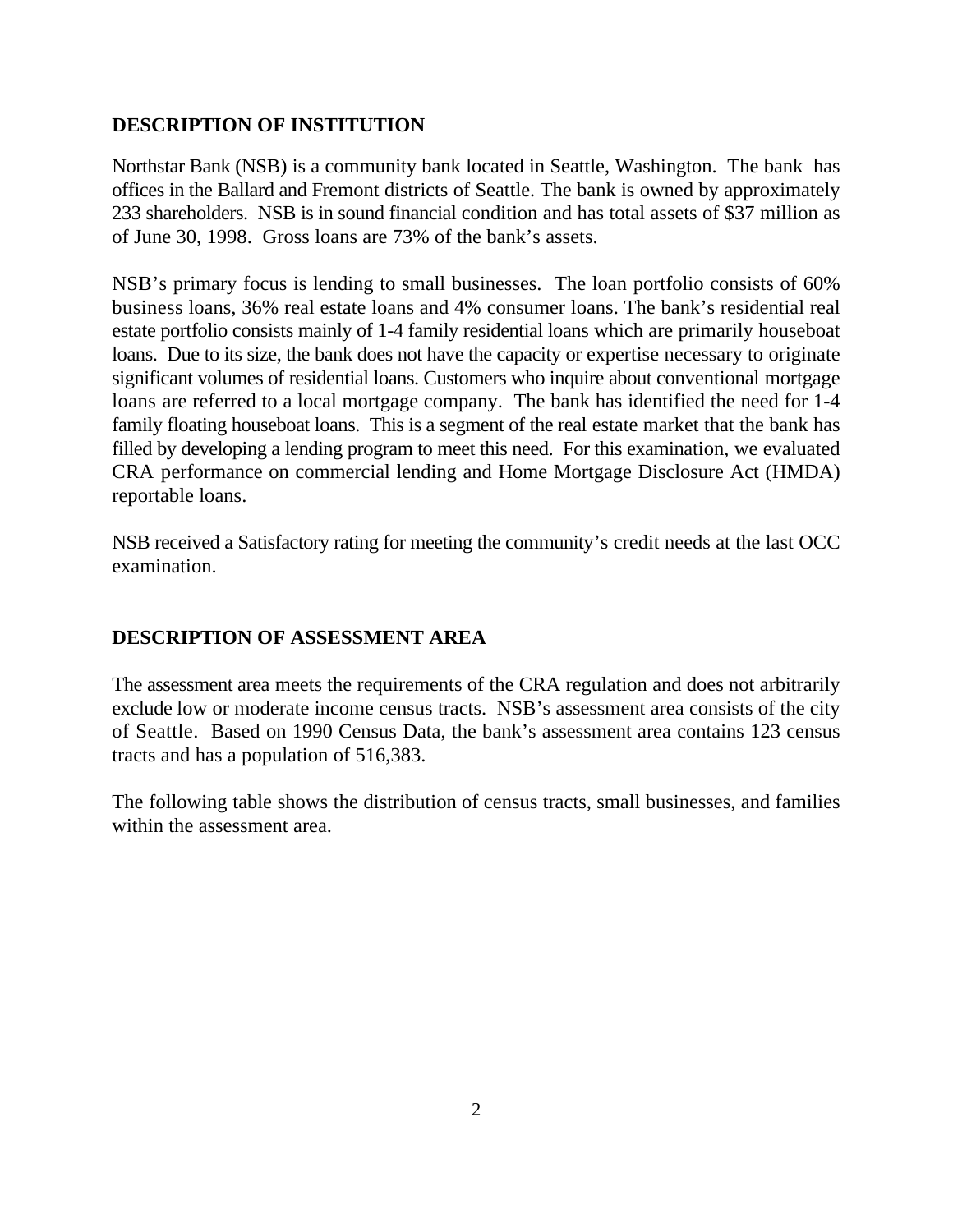## DESCRIPTION OF INSTITUTION

Northstar Bank (NSB) is a community bank located in Seattle, Washington. The bank has offices in the Ballard and Fremont districts of Seattle. The bank is owned by approximately 233 shareholders. NSB is in sound financial condition and has total assets of $37 million as of June 30, 1998. Gross loans are 73% of the bank's assets.

NSB's primary focus is lending to small businesses. The loan portfolio consists of 60% business loans, 36% real estate loans and 4% consumer loans. The bank's residential real estate portfolio consists mainly of 1-4 family residential loans which are primarily houseboat loans. Due to its size, the bank does not have the capacity or expertise necessary to originate significant volumes of residential loans. Customers who inquire about conventional mortgage loans are referred to a local mortgage company. The bank has identified the need for 1-4 family floating houseboat loans. This is a segment of the real estate market that the bank has filled by developing a lending program to meet this need. For this examination, we evaluated CRA performance on commercial lending and Home Mortgage Disclosure Act (HMDA) reportable loans.

NSB received a Satisfactory rating for meeting the community's credit needs at the last OCC examination.

## DESCRIPTION OF ASSESSMENT AREA

The assessment area meets the requirements of the CRA regulation and does not arbitrarily exclude low or moderate income census tracts. NSB's assessment area consists of the city of Seattle. Based on 1990 Census Data, the bank's assessment area contains 123 census tracts and has a population of 516,383.

The following table shows the distribution of census tracts, small businesses, and families within the assessment area.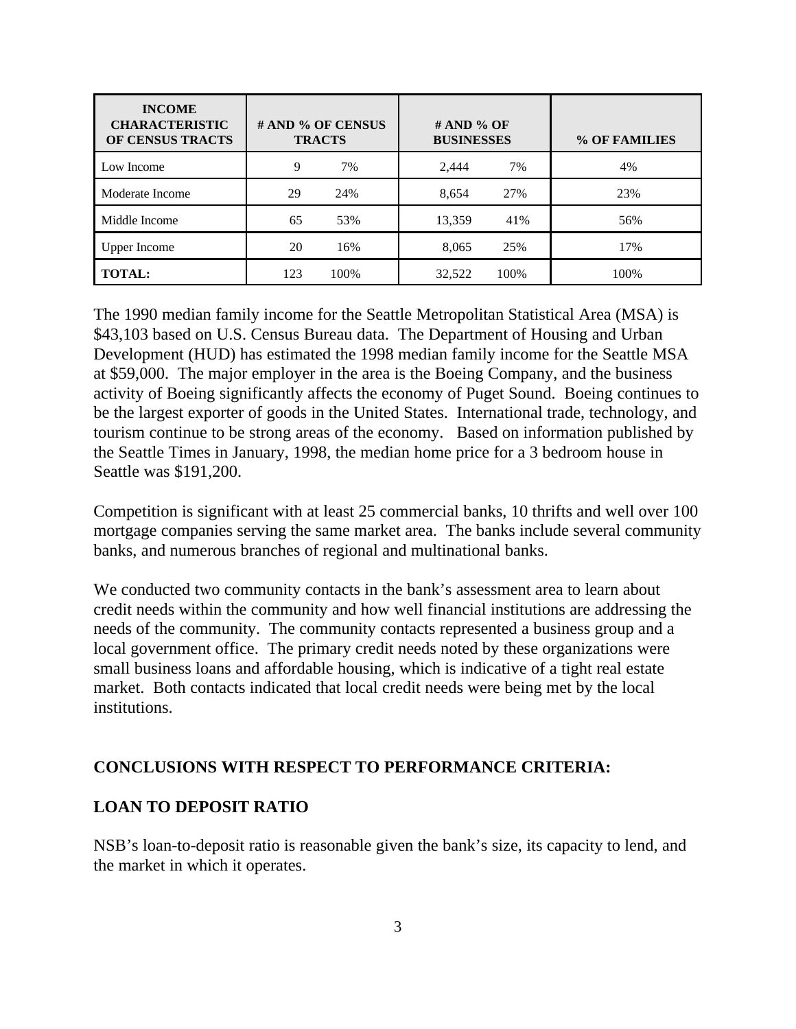| INCOME CHARACTERISTIC OF CENSUS TRACTS | # AND % OF CENSUS TRACTS | | # AND % OF BUSINESSES | | % OF FAMILIES |
|---|---|---|---|---|---|
| Low Income | 9 | 7% | 2,444 | 7% | 4% |
| Moderate Income | 29 | 24% | 8,654 | 27% | 23% |
| Middle Income | 65 | 53% | 13,359 | 41% | 56% |
| Upper Income | 20 | 16% | 8,065 | 25% | 17% |
| **TOTAL:** | 123 | 100% | 32,522 | 100% | 100% |

The 1990 median family income for the Seattle Metropolitan Statistical Area (MSA) is $43,103 based on U.S. Census Bureau data. The Department of Housing and Urban Development (HUD) has estimated the 1998 median family income for the Seattle MSA at $59,000. The major employer in the area is the Boeing Company, and the business activity of Boeing significantly affects the economy of Puget Sound. Boeing continues to be the largest exporter of goods in the United States. International trade, technology, and tourism continue to be strong areas of the economy. Based on information published by the Seattle Times in January, 1998, the median home price for a 3 bedroom house in Seattle was $191,200.

Competition is significant with at least 25 commercial banks, 10 thrifts and well over 100 mortgage companies serving the same market area. The banks include several community banks, and numerous branches of regional and multinational banks.

We conducted two community contacts in the bank's assessment area to learn about credit needs within the community and how well financial institutions are addressing the needs of the community. The community contacts represented a business group and a local government office. The primary credit needs noted by these organizations were small business loans and affordable housing, which is indicative of a tight real estate market. Both contacts indicated that local credit needs were being met by the local institutions.

## CONCLUSIONS WITH RESPECT TO PERFORMANCE CRITERIA:

### LOAN TO DEPOSIT RATIO

NSB's loan-to-deposit ratio is reasonable given the bank's size, its capacity to lend, and the market in which it operates.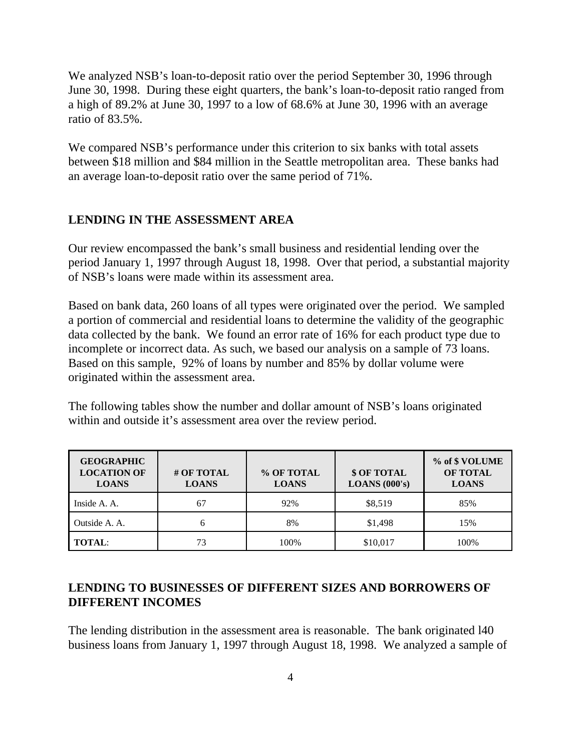We analyzed NSB's loan-to-deposit ratio over the period September 30, 1996 through June 30, 1998. During these eight quarters, the bank's loan-to-deposit ratio ranged from a high of 89.2% at June 30, 1997 to a low of 68.6% at June 30, 1996 with an average ratio of 83.5%.

We compared NSB's performance under this criterion to six banks with total assets between $18 million and $84 million in the Seattle metropolitan area. These banks had an average loan-to-deposit ratio over the same period of 71%.

## LENDING IN THE ASSESSMENT AREA

Our review encompassed the bank's small business and residential lending over the period January 1, 1997 through August 18, 1998. Over that period, a substantial majority of NSB's loans were made within its assessment area.

Based on bank data, 260 loans of all types were originated over the period. We sampled a portion of commercial and residential loans to determine the validity of the geographic data collected by the bank. We found an error rate of 16% for each product type due to incomplete or incorrect data. As such, we based our analysis on a sample of 73 loans. Based on this sample, 92% of loans by number and 85% by dollar volume were originated within the assessment area.

The following tables show the number and dollar amount of NSB's loans originated within and outside it's assessment area over the review period.

| GEOGRAPHIC LOCATION OF LOANS | # OF TOTAL LOANS | % OF TOTAL LOANS | $ OF TOTAL LOANS (000's) | % of $ VOLUME OF TOTAL LOANS |
|---|---|---|---|---|
| Inside A. A. | 67 | 92% | $8,519 | 85% |
| Outside A. A. | 6 | 8% | $1,498 | 15% |
| **TOTAL**: | 73 | 100% | $10,017 | 100% |

## LENDING TO BUSINESSES OF DIFFERENT SIZES AND BORROWERS OF DIFFERENT INCOMES

The lending distribution in the assessment area is reasonable. The bank originated l40 business loans from January 1, 1997 through August 18, 1998. We analyzed a sample of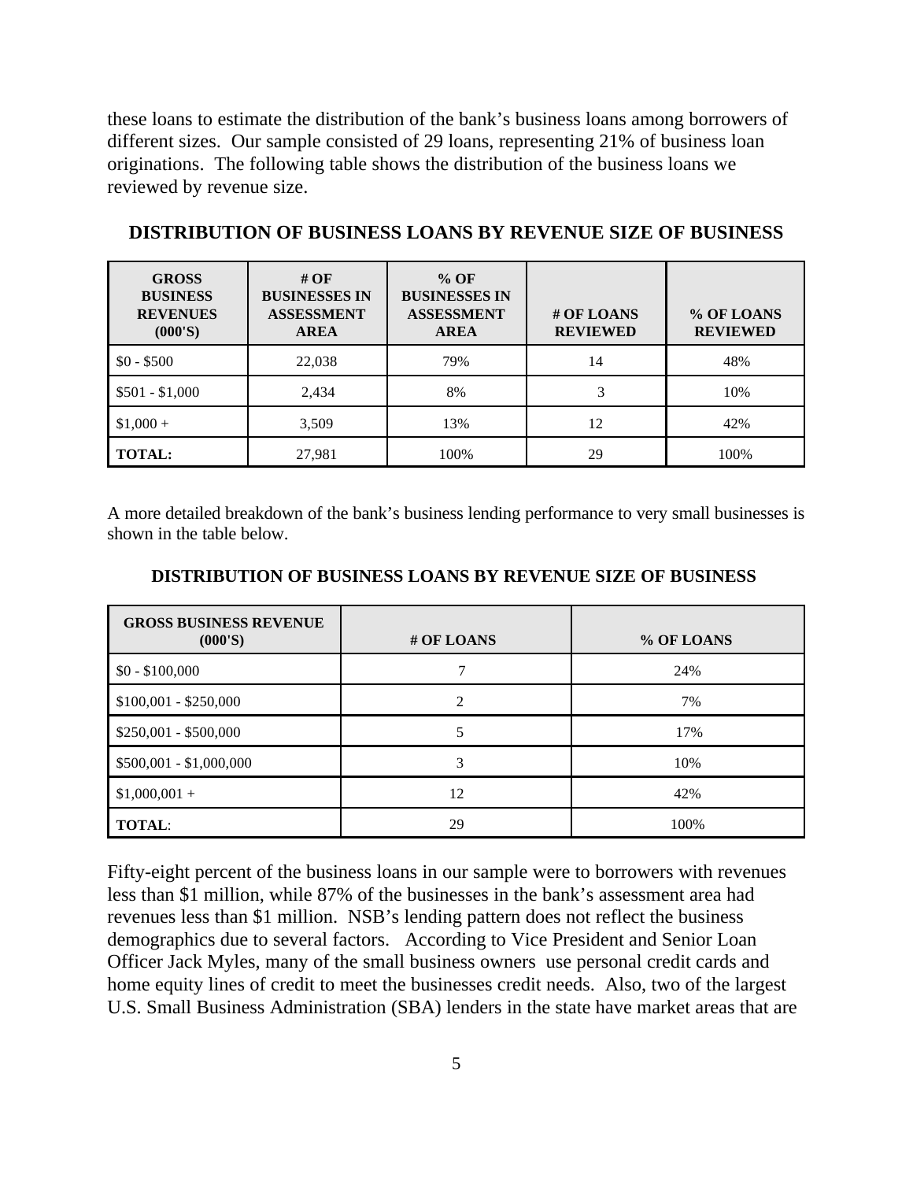these loans to estimate the distribution of the bank's business loans among borrowers of different sizes. Our sample consisted of 29 loans, representing 21% of business loan originations. The following table shows the distribution of the business loans we reviewed by revenue size.

**DISTRIBUTION OF BUSINESS LOANS BY REVENUE SIZE OF BUSINESS**

| GROSS BUSINESS REVENUES (000'S) | # OF BUSINESSES IN ASSESSMENT AREA | % OF BUSINESSES IN ASSESSMENT AREA | # OF LOANS REVIEWED | % OF LOANS REVIEWED |
|---|---|---|---|---|
| $0 - $500 | 22,038 | 79% | 14 | 48% |
| $501 - $1,000 | 2,434 | 8% | 3 | 10% |
| $1,000 + | 3,509 | 13% | 12 | 42% |
| **TOTAL:** | 27,981 | 100% | 29 | 100% |

A more detailed breakdown of the bank's business lending performance to very small businesses is shown in the table below.

**DISTRIBUTION OF BUSINESS LOANS BY REVENUE SIZE OF BUSINESS**

| GROSS BUSINESS REVENUE (000'S) | # OF LOANS | % OF LOANS |
|---|---|---|
| $0 - $100,000 | 7 | 24% |
| $100,001 - $250,000 | 2 | 7% |
| $250,001 - $500,000 | 5 | 17% |
| $500,001 - $1,000,000 | 3 | 10% |
| $1,000,001 + | 12 | 42% |
| **TOTAL**: | 29 | 100% |

Fifty-eight percent of the business loans in our sample were to borrowers with revenues less than $1 million, while 87% of the businesses in the bank's assessment area had revenues less than $1 million. NSB's lending pattern does not reflect the business demographics due to several factors. According to Vice President and Senior Loan Officer Jack Myles, many of the small business owners use personal credit cards and home equity lines of credit to meet the businesses credit needs. Also, two of the largest U.S. Small Business Administration (SBA) lenders in the state have market areas that are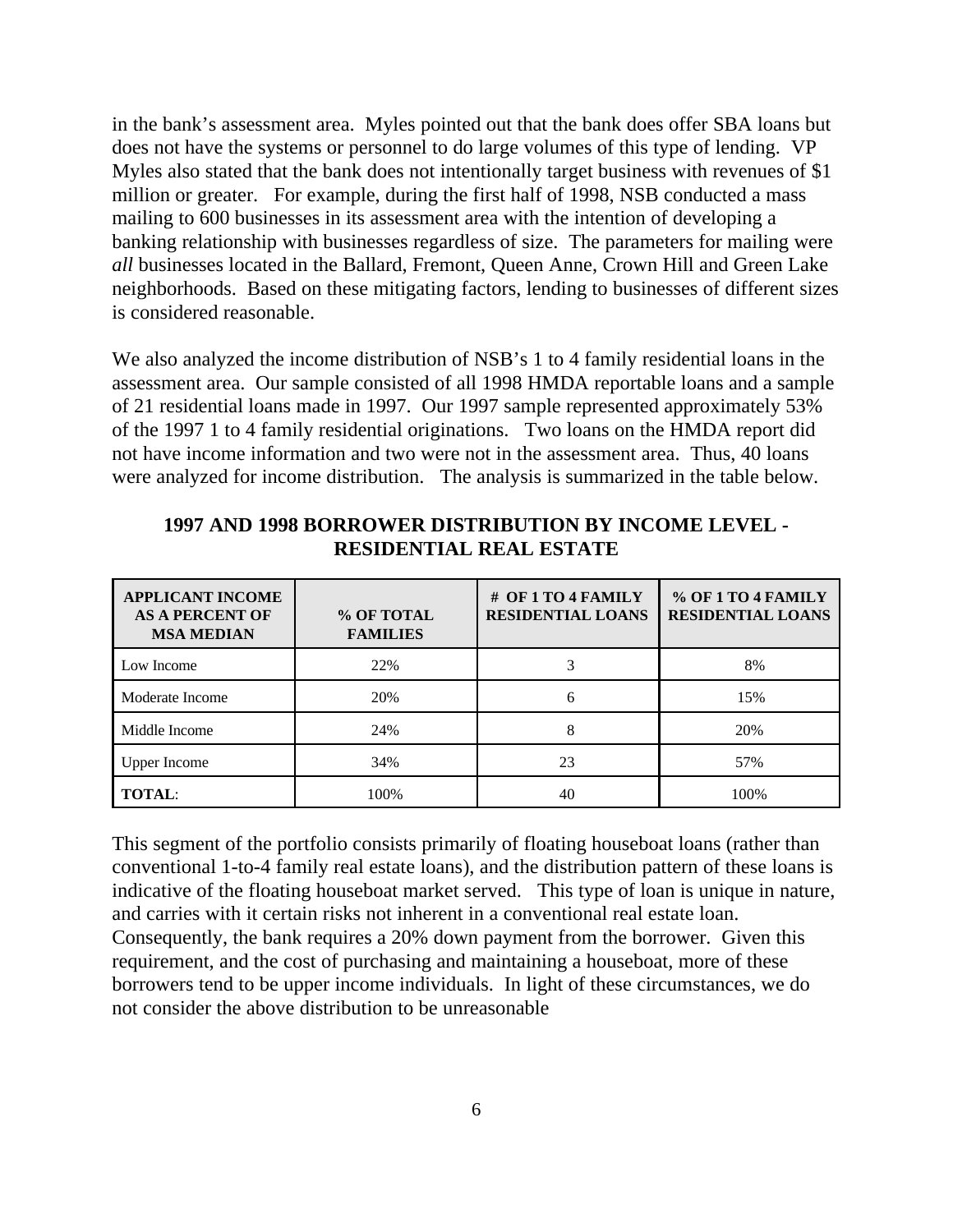in the bank's assessment area. Myles pointed out that the bank does offer SBA loans but does not have the systems or personnel to do large volumes of this type of lending. VP Myles also stated that the bank does not intentionally target business with revenues of $1 million or greater. For example, during the first half of 1998, NSB conducted a mass mailing to 600 businesses in its assessment area with the intention of developing a banking relationship with businesses regardless of size. The parameters for mailing were *all* businesses located in the Ballard, Fremont, Queen Anne, Crown Hill and Green Lake neighborhoods. Based on these mitigating factors, lending to businesses of different sizes is considered reasonable.

We also analyzed the income distribution of NSB's 1 to 4 family residential loans in the assessment area. Our sample consisted of all 1998 HMDA reportable loans and a sample of 21 residential loans made in 1997. Our 1997 sample represented approximately 53% of the 1997 1 to 4 family residential originations. Two loans on the HMDA report did not have income information and two were not in the assessment area. Thus, 40 loans were analyzed for income distribution. The analysis is summarized in the table below.

**1997 AND 1998 BORROWER DISTRIBUTION BY INCOME LEVEL - RESIDENTIAL REAL ESTATE**

| APPLICANT INCOME AS A PERCENT OF MSA MEDIAN | % OF TOTAL FAMILIES | # OF 1 TO 4 FAMILY RESIDENTIAL LOANS | % OF 1 TO 4 FAMILY RESIDENTIAL LOANS |
|---|---|---|---|
| Low Income | 22% | 3 | 8% |
| Moderate Income | 20% | 6 | 15% |
| Middle Income | 24% | 8 | 20% |
| Upper Income | 34% | 23 | 57% |
| **TOTAL**: | 100% | 40 | 100% |

This segment of the portfolio consists primarily of floating houseboat loans (rather than conventional 1-to-4 family real estate loans), and the distribution pattern of these loans is indicative of the floating houseboat market served. This type of loan is unique in nature, and carries with it certain risks not inherent in a conventional real estate loan. Consequently, the bank requires a 20% down payment from the borrower. Given this requirement, and the cost of purchasing and maintaining a houseboat, more of these borrowers tend to be upper income individuals. In light of these circumstances, we do not consider the above distribution to be unreasonable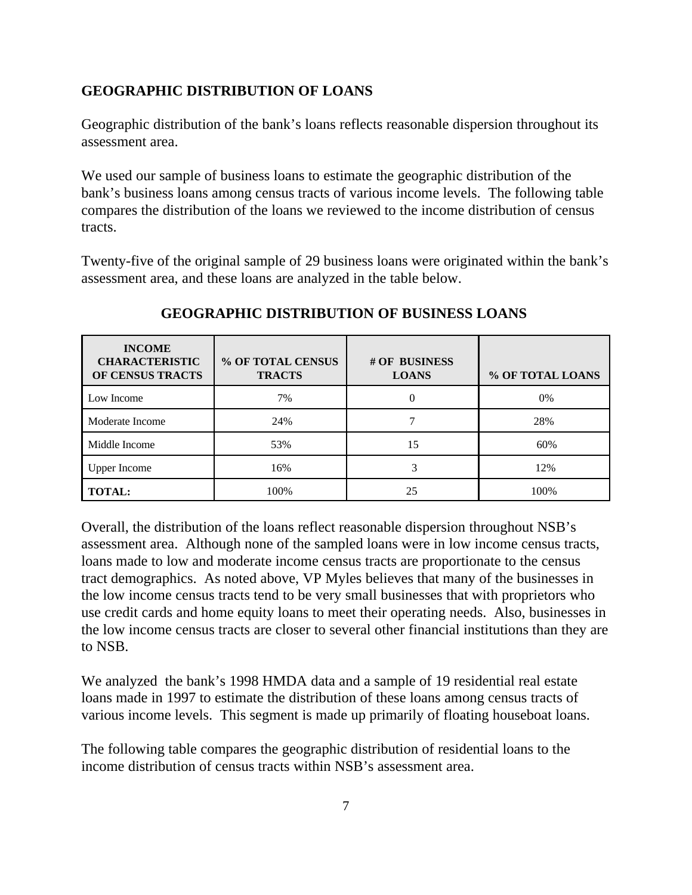## GEOGRAPHIC DISTRIBUTION OF LOANS

Geographic distribution of the bank's loans reflects reasonable dispersion throughout its assessment area.

We used our sample of business loans to estimate the geographic distribution of the bank's business loans among census tracts of various income levels. The following table compares the distribution of the loans we reviewed to the income distribution of census tracts.

Twenty-five of the original sample of 29 business loans were originated within the bank's assessment area, and these loans are analyzed in the table below.

### GEOGRAPHIC DISTRIBUTION OF BUSINESS LOANS

| INCOME CHARACTERISTIC OF CENSUS TRACTS | % OF TOTAL CENSUS TRACTS | # OF BUSINESS LOANS | % OF TOTAL LOANS |
|---|---|---|---|
| Low Income | 7% | 0 | 0% |
| Moderate Income | 24% | 7 | 28% |
| Middle Income | 53% | 15 | 60% |
| Upper Income | 16% | 3 | 12% |
| **TOTAL:** | 100% | 25 | 100% |

Overall, the distribution of the loans reflect reasonable dispersion throughout NSB's assessment area. Although none of the sampled loans were in low income census tracts, loans made to low and moderate income census tracts are proportionate to the census tract demographics. As noted above, VP Myles believes that many of the businesses in the low income census tracts tend to be very small businesses that with proprietors who use credit cards and home equity loans to meet their operating needs. Also, businesses in the low income census tracts are closer to several other financial institutions than they are to NSB.

We analyzed the bank's 1998 HMDA data and a sample of 19 residential real estate loans made in 1997 to estimate the distribution of these loans among census tracts of various income levels. This segment is made up primarily of floating houseboat loans.

The following table compares the geographic distribution of residential loans to the income distribution of census tracts within NSB's assessment area.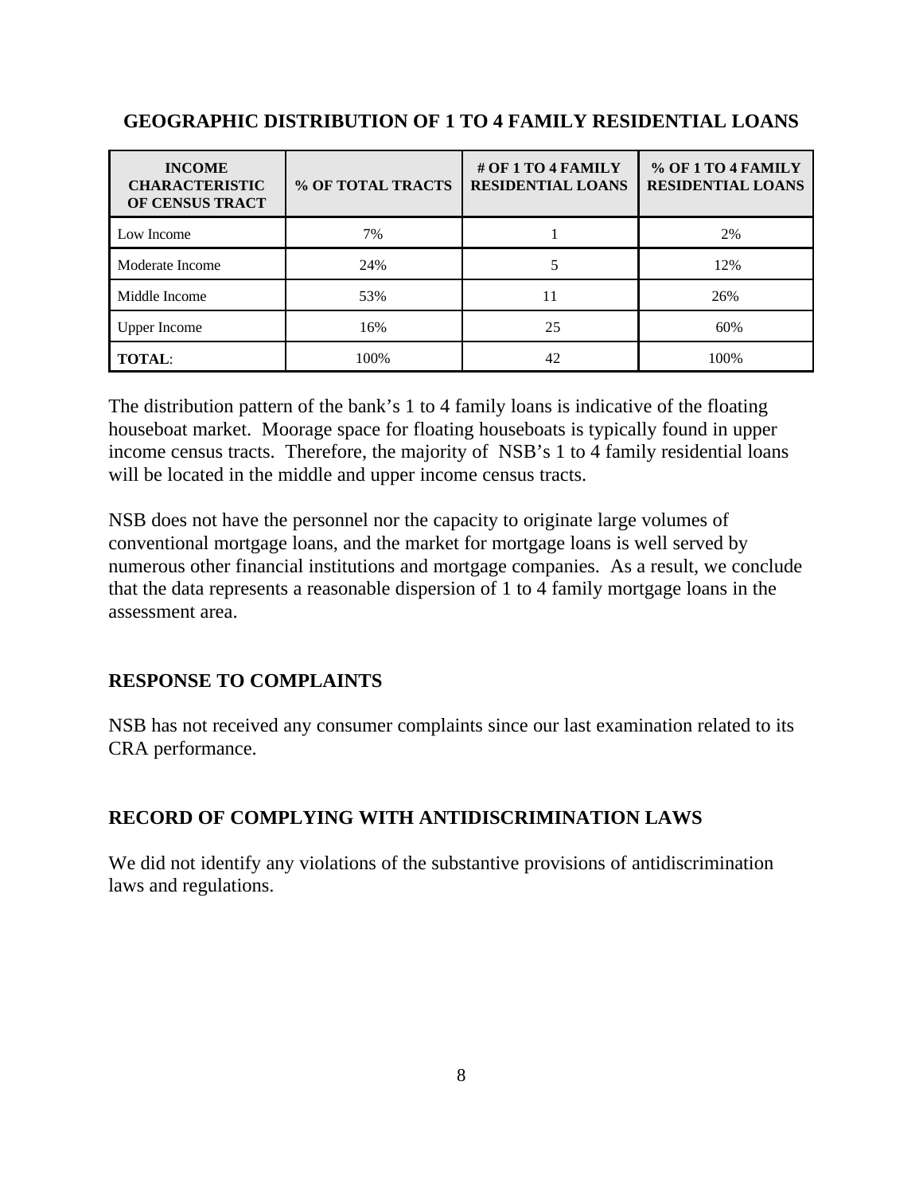## GEOGRAPHIC DISTRIBUTION OF 1 TO 4 FAMILY RESIDENTIAL LOANS

| INCOME CHARACTERISTIC OF CENSUS TRACT | % OF TOTAL TRACTS | # OF 1 TO 4 FAMILY RESIDENTIAL LOANS | % OF 1 TO 4 FAMILY RESIDENTIAL LOANS |
|---|---|---|---|
| Low Income | 7% | 1 | 2% |
| Moderate Income | 24% | 5 | 12% |
| Middle Income | 53% | 11 | 26% |
| Upper Income | 16% | 25 | 60% |
| **TOTAL**: | 100% | 42 | 100% |

The distribution pattern of the bank's 1 to 4 family loans is indicative of the floating houseboat market. Moorage space for floating houseboats is typically found in upper income census tracts. Therefore, the majority of NSB's 1 to 4 family residential loans will be located in the middle and upper income census tracts.

NSB does not have the personnel nor the capacity to originate large volumes of conventional mortgage loans, and the market for mortgage loans is well served by numerous other financial institutions and mortgage companies. As a result, we conclude that the data represents a reasonable dispersion of 1 to 4 family mortgage loans in the assessment area.

## RESPONSE TO COMPLAINTS

NSB has not received any consumer complaints since our last examination related to its CRA performance.

## RECORD OF COMPLYING WITH ANTIDISCRIMINATION LAWS

We did not identify any violations of the substantive provisions of antidiscrimination laws and regulations.